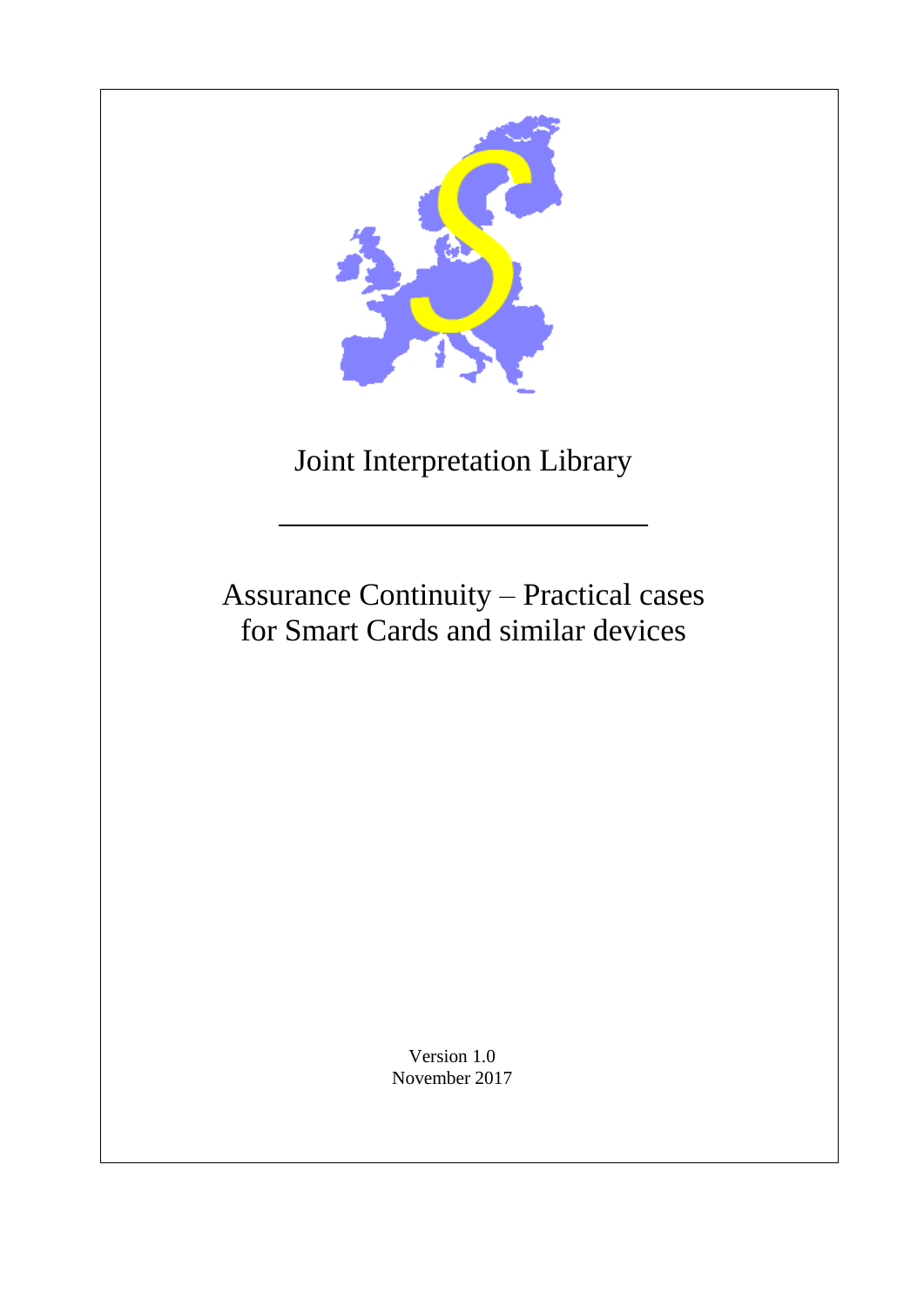# Joint Interpretation Library

## Assurance Continuity – Practical cases for Smart Cards and similar devices

Version 1.0

November 2017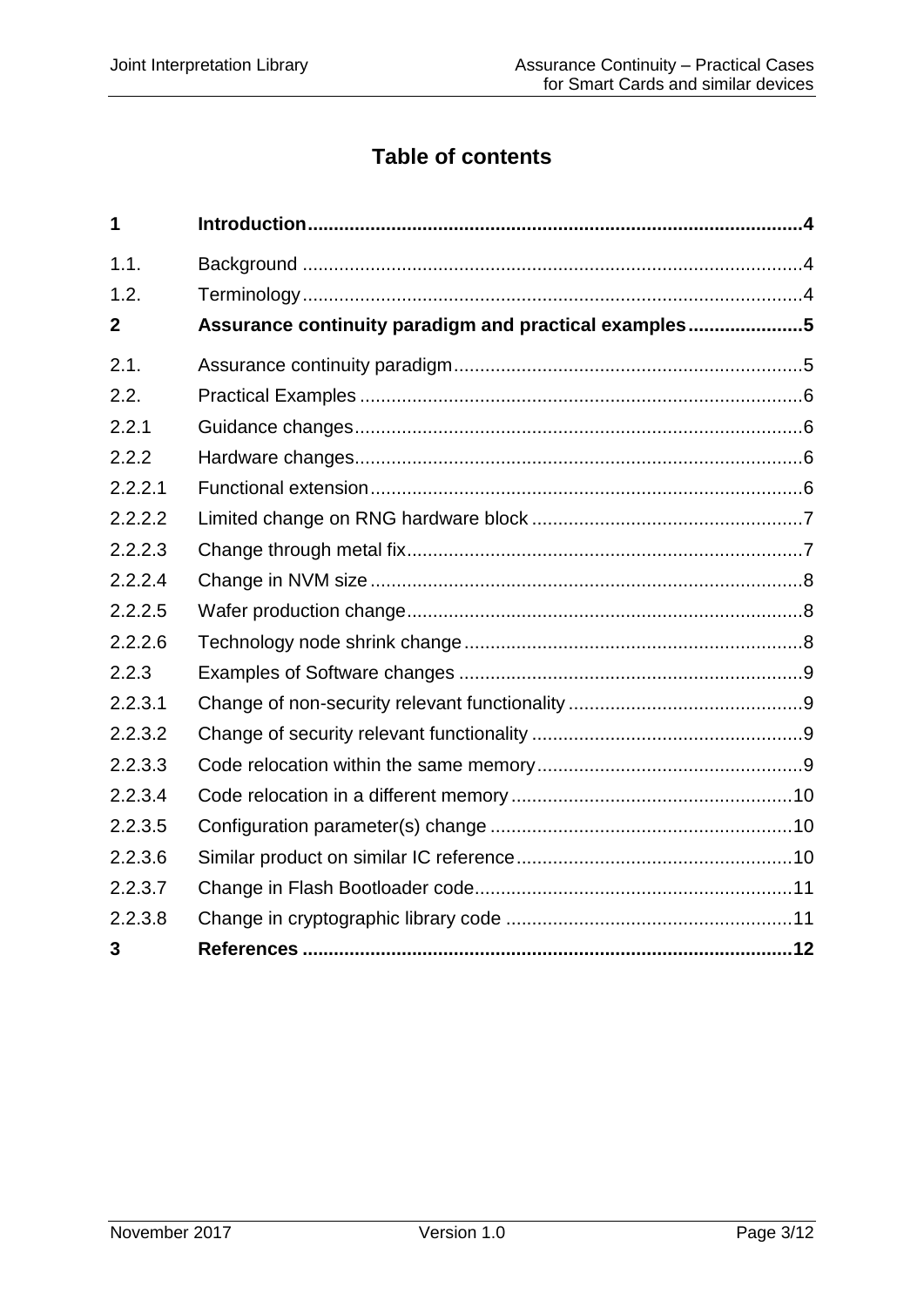# Table of contents

| | | |
|---|---|---|
| **1** | **Introduction** | **4** |
| 1.1. | Background | 4 |
| 1.2. | Terminology | 4 |
| **2** | **Assurance continuity paradigm and practical examples** | **5** |
| 2.1. | Assurance continuity paradigm | 5 |
| 2.2. | Practical Examples | 6 |
| 2.2.1 | Guidance changes | 6 |
| 2.2.2 | Hardware changes | 6 |
| 2.2.2.1 | Functional extension | 6 |
| 2.2.2.2 | Limited change on RNG hardware block | 7 |
| 2.2.2.3 | Change through metal fix | 7 |
| 2.2.2.4 | Change in NVM size | 8 |
| 2.2.2.5 | Wafer production change | 8 |
| 2.2.2.6 | Technology node shrink change | 8 |
| 2.2.3 | Examples of Software changes | 9 |
| 2.2.3.1 | Change of non-security relevant functionality | 9 |
| 2.2.3.2 | Change of security relevant functionality | 9 |
| 2.2.3.3 | Code relocation within the same memory | 9 |
| 2.2.3.4 | Code relocation in a different memory | 10 |
| 2.2.3.5 | Configuration parameter(s) change | 10 |
| 2.2.3.6 | Similar product on similar IC reference | 10 |
| 2.2.3.7 | Change in Flash Bootloader code | 11 |
| 2.2.3.8 | Change in cryptographic library code | 11 |
| **3** | **References** | **12** |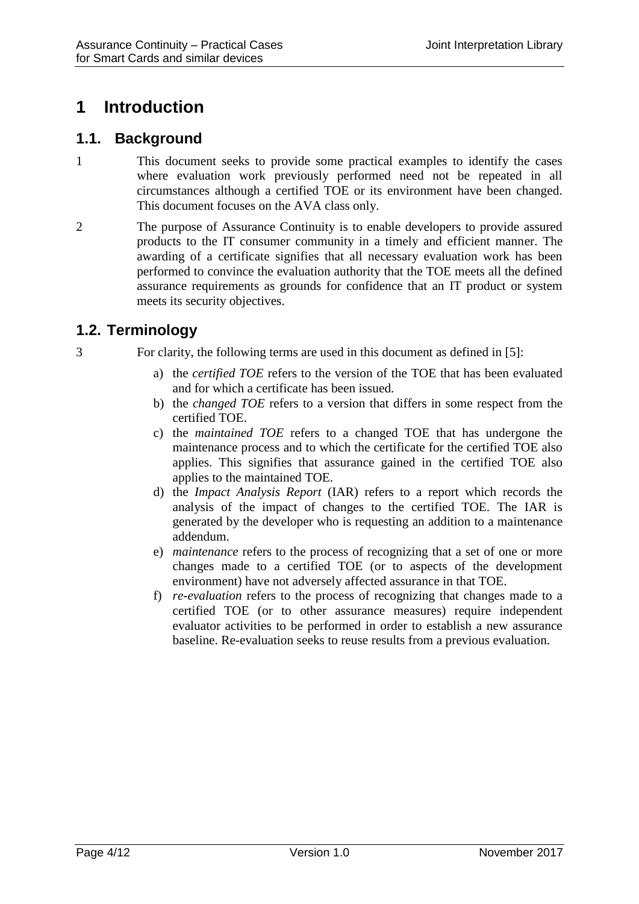# 1 Introduction

## 1.1. Background

1 This document seeks to provide some practical examples to identify the cases where evaluation work previously performed need not be repeated in all circumstances although a certified TOE or its environment have been changed. This document focuses on the AVA class only.

2 The purpose of Assurance Continuity is to enable developers to provide assured products to the IT consumer community in a timely and efficient manner. The awarding of a certificate signifies that all necessary evaluation work has been performed to convince the evaluation authority that the TOE meets all the defined assurance requirements as grounds for confidence that an IT product or system meets its security objectives.

## 1.2. Terminology

3 For clarity, the following terms are used in this document as defined in [5]:

a) the *certified TOE* refers to the version of the TOE that has been evaluated and for which a certificate has been issued.

b) the *changed TOE* refers to a version that differs in some respect from the certified TOE.

c) the *maintained TOE* refers to a changed TOE that has undergone the maintenance process and to which the certificate for the certified TOE also applies. This signifies that assurance gained in the certified TOE also applies to the maintained TOE.

d) the *Impact Analysis Report* (IAR) refers to a report which records the analysis of the impact of changes to the certified TOE. The IAR is generated by the developer who is requesting an addition to a maintenance addendum.

e) *maintenance* refers to the process of recognizing that a set of one or more changes made to a certified TOE (or to aspects of the development environment) have not adversely affected assurance in that TOE.

f) *re-evaluation* refers to the process of recognizing that changes made to a certified TOE (or to other assurance measures) require independent evaluator activities to be performed in order to establish a new assurance baseline. Re-evaluation seeks to reuse results from a previous evaluation.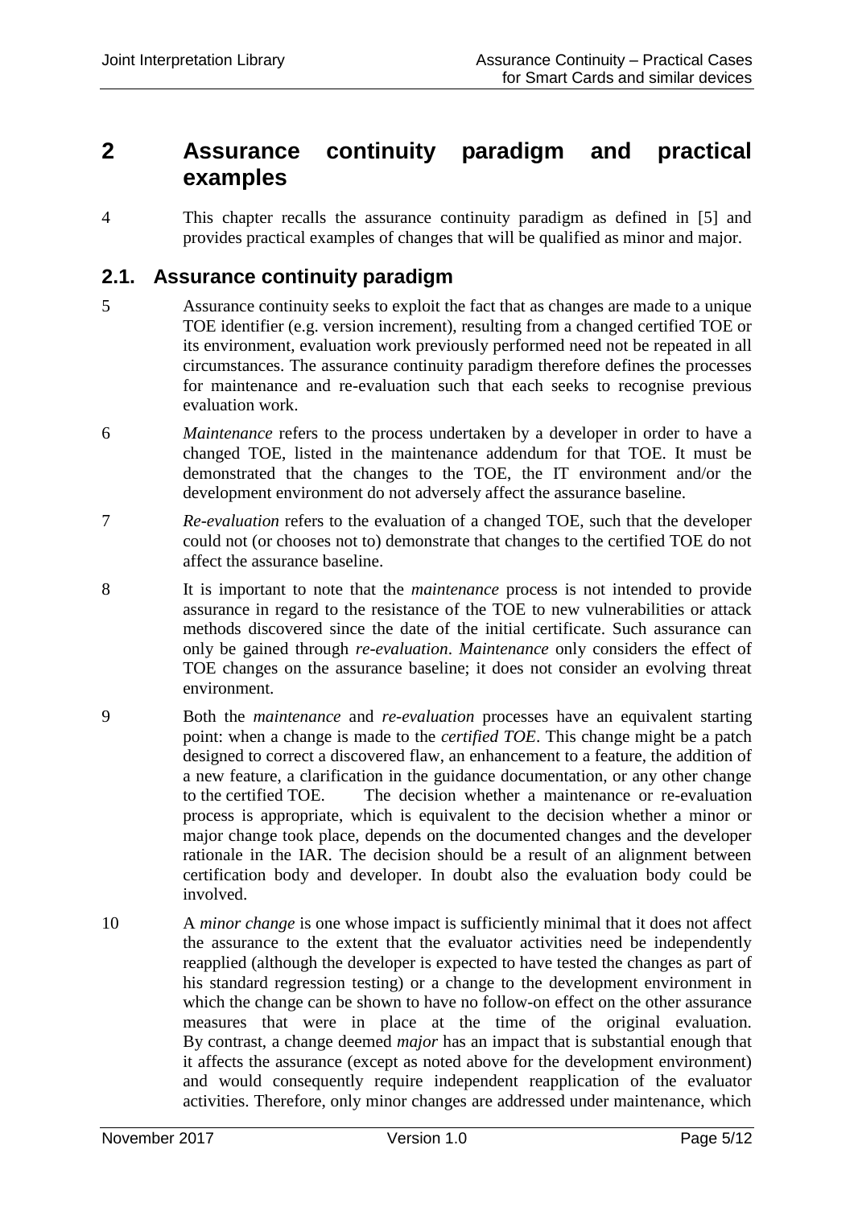# 2 Assurance continuity paradigm and practical examples

4 This chapter recalls the assurance continuity paradigm as defined in [5] and provides practical examples of changes that will be qualified as minor and major.

## 2.1. Assurance continuity paradigm

5 Assurance continuity seeks to exploit the fact that as changes are made to a unique TOE identifier (e.g. version increment), resulting from a changed certified TOE or its environment, evaluation work previously performed need not be repeated in all circumstances. The assurance continuity paradigm therefore defines the processes for maintenance and re-evaluation such that each seeks to recognise previous evaluation work.

6 *Maintenance* refers to the process undertaken by a developer in order to have a changed TOE, listed in the maintenance addendum for that TOE. It must be demonstrated that the changes to the TOE, the IT environment and/or the development environment do not adversely affect the assurance baseline.

7 *Re-evaluation* refers to the evaluation of a changed TOE, such that the developer could not (or chooses not to) demonstrate that changes to the certified TOE do not affect the assurance baseline.

8 It is important to note that the *maintenance* process is not intended to provide assurance in regard to the resistance of the TOE to new vulnerabilities or attack methods discovered since the date of the initial certificate. Such assurance can only be gained through *re-evaluation*. *Maintenance* only considers the effect of TOE changes on the assurance baseline; it does not consider an evolving threat environment.

9 Both the *maintenance* and *re-evaluation* processes have an equivalent starting point: when a change is made to the *certified TOE*. This change might be a patch designed to correct a discovered flaw, an enhancement to a feature, the addition of a new feature, a clarification in the guidance documentation, or any other change to the certified TOE. The decision whether a maintenance or re-evaluation process is appropriate, which is equivalent to the decision whether a minor or major change took place, depends on the documented changes and the developer rationale in the IAR. The decision should be a result of an alignment between certification body and developer. In doubt also the evaluation body could be involved.

10 A *minor change* is one whose impact is sufficiently minimal that it does not affect the assurance to the extent that the evaluator activities need be independently reapplied (although the developer is expected to have tested the changes as part of his standard regression testing) or a change to the development environment in which the change can be shown to have no follow-on effect on the other assurance measures that were in place at the time of the original evaluation. By contrast, a change deemed *major* has an impact that is substantial enough that it affects the assurance (except as noted above for the development environment) and would consequently require independent reapplication of the evaluator activities. Therefore, only minor changes are addressed under maintenance, which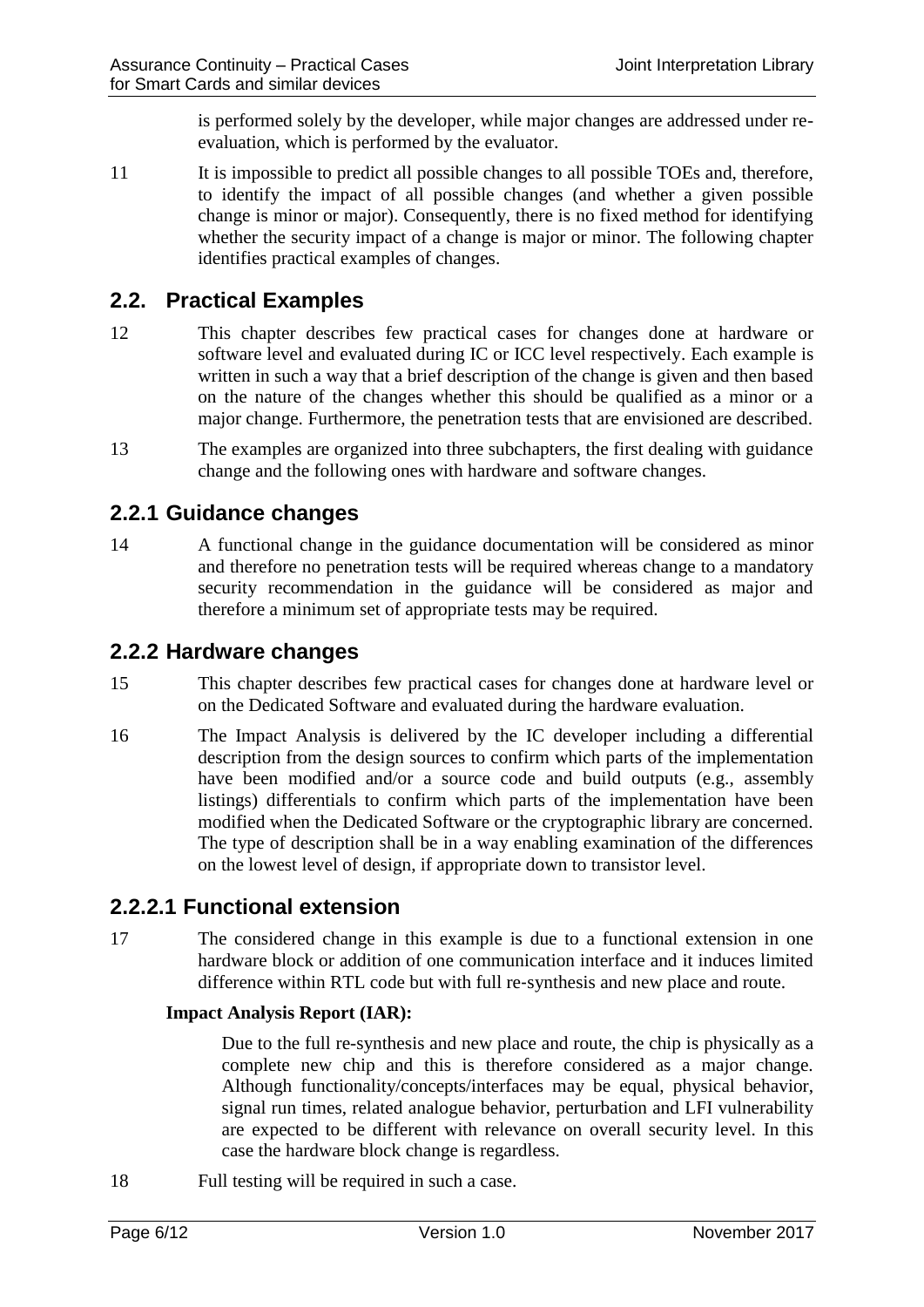is performed solely by the developer, while major changes are addressed under re-evaluation, which is performed by the evaluator.

11 It is impossible to predict all possible changes to all possible TOEs and, therefore, to identify the impact of all possible changes (and whether a given possible change is minor or major). Consequently, there is no fixed method for identifying whether the security impact of a change is major or minor. The following chapter identifies practical examples of changes.

## 2.2. Practical Examples

12 This chapter describes few practical cases for changes done at hardware or software level and evaluated during IC or ICC level respectively. Each example is written in such a way that a brief description of the change is given and then based on the nature of the changes whether this should be qualified as a minor or a major change. Furthermore, the penetration tests that are envisioned are described.

13 The examples are organized into three subchapters, the first dealing with guidance change and the following ones with hardware and software changes.

### 2.2.1 Guidance changes

14 A functional change in the guidance documentation will be considered as minor and therefore no penetration tests will be required whereas change to a mandatory security recommendation in the guidance will be considered as major and therefore a minimum set of appropriate tests may be required.

### 2.2.2 Hardware changes

15 This chapter describes few practical cases for changes done at hardware level or on the Dedicated Software and evaluated during the hardware evaluation.

16 The Impact Analysis is delivered by the IC developer including a differential description from the design sources to confirm which parts of the implementation have been modified and/or a source code and build outputs (e.g., assembly listings) differentials to confirm which parts of the implementation have been modified when the Dedicated Software or the cryptographic library are concerned. The type of description shall be in a way enabling examination of the differences on the lowest level of design, if appropriate down to transistor level.

#### 2.2.2.1 Functional extension

17 The considered change in this example is due to a functional extension in one hardware block or addition of one communication interface and it induces limited difference within RTL code but with full re-synthesis and new place and route.

**Impact Analysis Report (IAR):**

Due to the full re-synthesis and new place and route, the chip is physically as a complete new chip and this is therefore considered as a major change. Although functionality/concepts/interfaces may be equal, physical behavior, signal run times, related analogue behavior, perturbation and LFI vulnerability are expected to be different with relevance on overall security level. In this case the hardware block change is regardless.

18 Full testing will be required in such a case.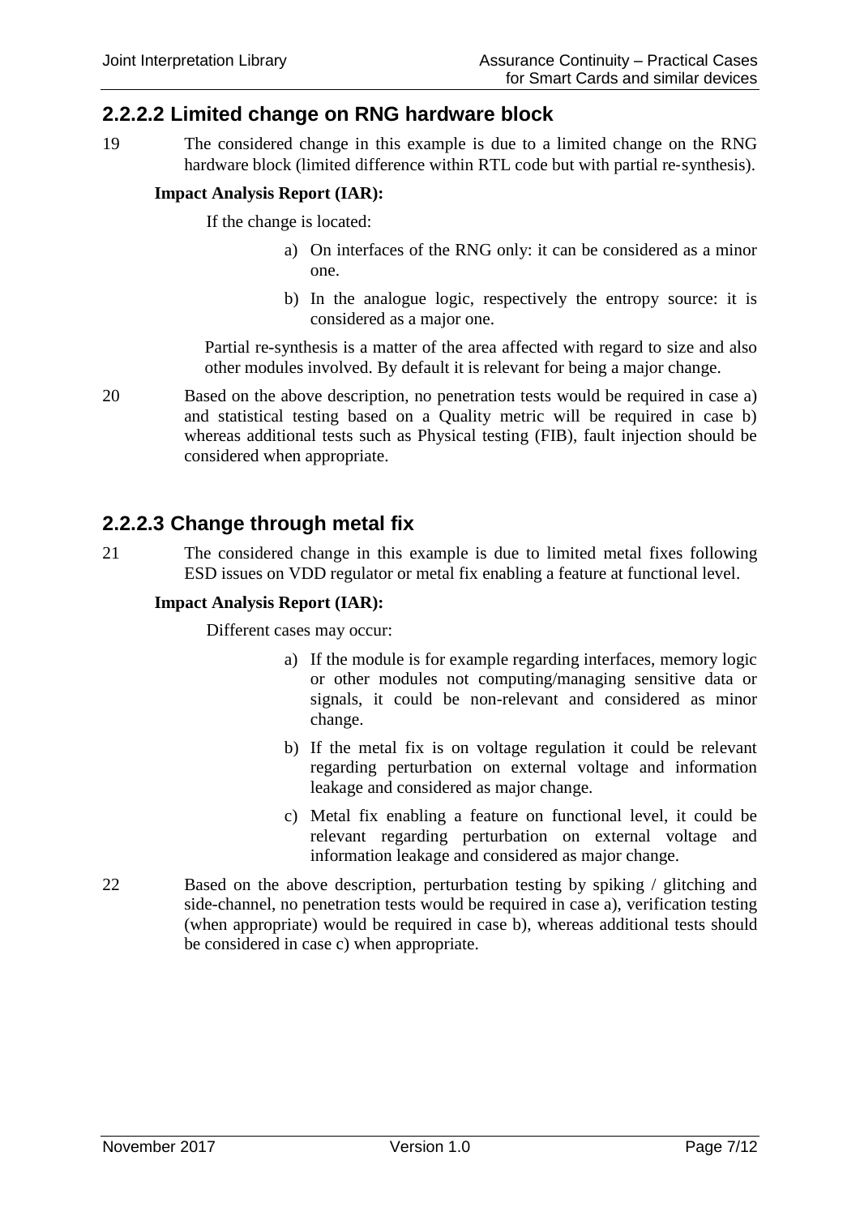### 2.2.2.2 Limited change on RNG hardware block

19 The considered change in this example is due to a limited change on the RNG hardware block (limited difference within RTL code but with partial re-synthesis).

**Impact Analysis Report (IAR):**

If the change is located:

a) On interfaces of the RNG only: it can be considered as a minor one.

b) In the analogue logic, respectively the entropy source: it is considered as a major one.

Partial re-synthesis is a matter of the area affected with regard to size and also other modules involved. By default it is relevant for being a major change.

20 Based on the above description, no penetration tests would be required in case a) and statistical testing based on a Quality metric will be required in case b) whereas additional tests such as Physical testing (FIB), fault injection should be considered when appropriate.

### 2.2.2.3 Change through metal fix

21 The considered change in this example is due to limited metal fixes following ESD issues on VDD regulator or metal fix enabling a feature at functional level.

**Impact Analysis Report (IAR):**

Different cases may occur:

a) If the module is for example regarding interfaces, memory logic or other modules not computing/managing sensitive data or signals, it could be non-relevant and considered as minor change.

b) If the metal fix is on voltage regulation it could be relevant regarding perturbation on external voltage and information leakage and considered as major change.

c) Metal fix enabling a feature on functional level, it could be relevant regarding perturbation on external voltage and information leakage and considered as major change.

22 Based on the above description, perturbation testing by spiking / glitching and side-channel, no penetration tests would be required in case a), verification testing (when appropriate) would be required in case b), whereas additional tests should be considered in case c) when appropriate.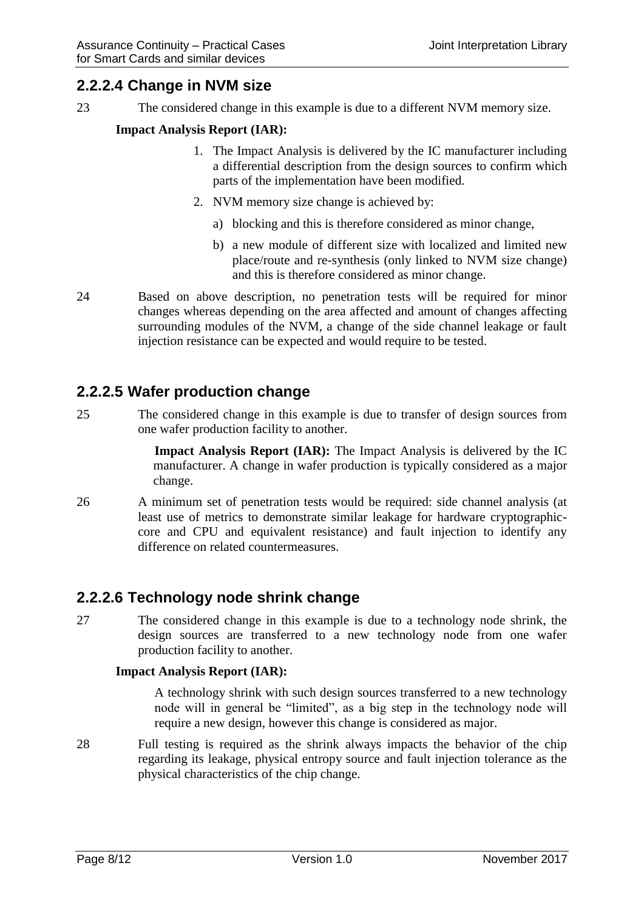### 2.2.2.4 Change in NVM size

23 The considered change in this example is due to a different NVM memory size.

**Impact Analysis Report (IAR):**

1. The Impact Analysis is delivered by the IC manufacturer including a differential description from the design sources to confirm which parts of the implementation have been modified.
2. NVM memory size change is achieved by:
   a) blocking and this is therefore considered as minor change,
   b) a new module of different size with localized and limited new place/route and re-synthesis (only linked to NVM size change) and this is therefore considered as minor change.

24 Based on above description, no penetration tests will be required for minor changes whereas depending on the area affected and amount of changes affecting surrounding modules of the NVM, a change of the side channel leakage or fault injection resistance can be expected and would require to be tested.

### 2.2.2.5 Wafer production change

25 The considered change in this example is due to transfer of design sources from one wafer production facility to another.

**Impact Analysis Report (IAR):** The Impact Analysis is delivered by the IC manufacturer. A change in wafer production is typically considered as a major change.

26 A minimum set of penetration tests would be required: side channel analysis (at least use of metrics to demonstrate similar leakage for hardware cryptographic-core and CPU and equivalent resistance) and fault injection to identify any difference on related countermeasures.

### 2.2.2.6 Technology node shrink change

27 The considered change in this example is due to a technology node shrink, the design sources are transferred to a new technology node from one wafer production facility to another.

**Impact Analysis Report (IAR):**

A technology shrink with such design sources transferred to a new technology node will in general be "limited", as a big step in the technology node will require a new design, however this change is considered as major.

28 Full testing is required as the shrink always impacts the behavior of the chip regarding its leakage, physical entropy source and fault injection tolerance as the physical characteristics of the chip change.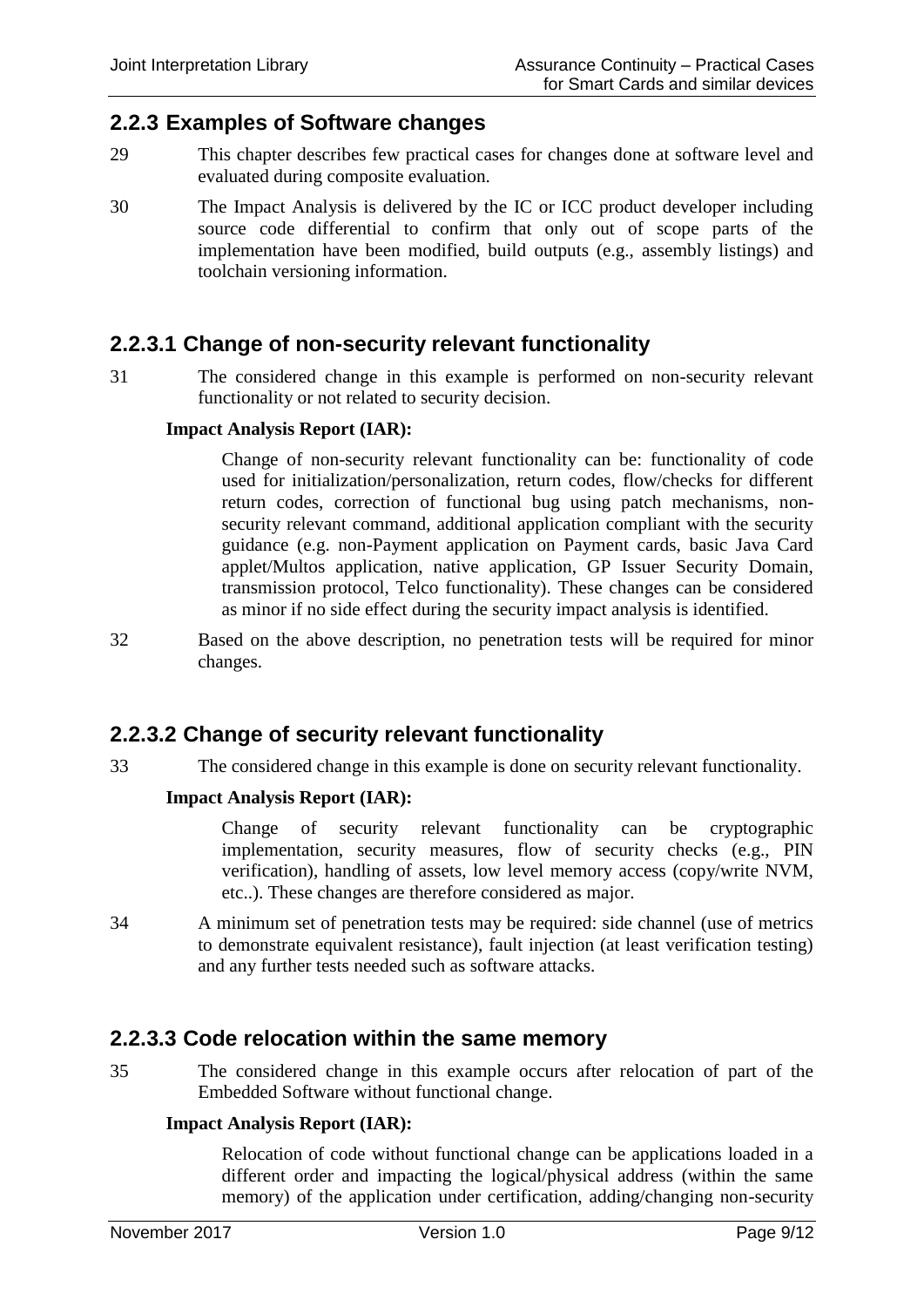### 2.2.3 Examples of Software changes

29 This chapter describes few practical cases for changes done at software level and evaluated during composite evaluation.

30 The Impact Analysis is delivered by the IC or ICC product developer including source code differential to confirm that only out of scope parts of the implementation have been modified, build outputs (e.g., assembly listings) and toolchain versioning information.

#### 2.2.3.1 Change of non-security relevant functionality

31 The considered change in this example is performed on non-security relevant functionality or not related to security decision.

**Impact Analysis Report (IAR):**

> Change of non-security relevant functionality can be: functionality of code used for initialization/personalization, return codes, flow/checks for different return codes, correction of functional bug using patch mechanisms, non-security relevant command, additional application compliant with the security guidance (e.g. non-Payment application on Payment cards, basic Java Card applet/Multos application, native application, GP Issuer Security Domain, transmission protocol, Telco functionality). These changes can be considered as minor if no side effect during the security impact analysis is identified.

32 Based on the above description, no penetration tests will be required for minor changes.

#### 2.2.3.2 Change of security relevant functionality

33 The considered change in this example is done on security relevant functionality.

**Impact Analysis Report (IAR):**

> Change of security relevant functionality can be cryptographic implementation, security measures, flow of security checks (e.g., PIN verification), handling of assets, low level memory access (copy/write NVM, etc..). These changes are therefore considered as major.

34 A minimum set of penetration tests may be required: side channel (use of metrics to demonstrate equivalent resistance), fault injection (at least verification testing) and any further tests needed such as software attacks.

#### 2.2.3.3 Code relocation within the same memory

35 The considered change in this example occurs after relocation of part of the Embedded Software without functional change.

**Impact Analysis Report (IAR):**

> Relocation of code without functional change can be applications loaded in a different order and impacting the logical/physical address (within the same memory) of the application under certification, adding/changing non-security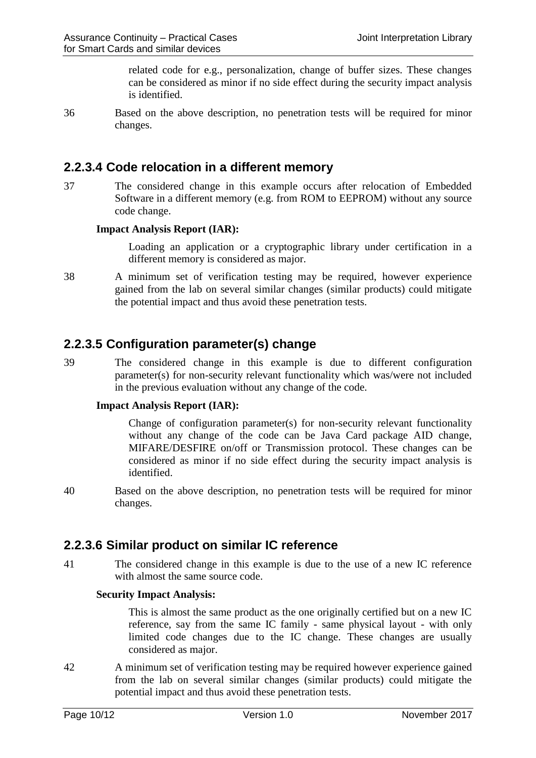related code for e.g., personalization, change of buffer sizes. These changes can be considered as minor if no side effect during the security impact analysis is identified.

36 Based on the above description, no penetration tests will be required for minor changes.

### 2.2.3.4 Code relocation in a different memory

37 The considered change in this example occurs after relocation of Embedded Software in a different memory (e.g. from ROM to EEPROM) without any source code change.

**Impact Analysis Report (IAR):**

Loading an application or a cryptographic library under certification in a different memory is considered as major.

38 A minimum set of verification testing may be required, however experience gained from the lab on several similar changes (similar products) could mitigate the potential impact and thus avoid these penetration tests.

### 2.2.3.5 Configuration parameter(s) change

39 The considered change in this example is due to different configuration parameter(s) for non-security relevant functionality which was/were not included in the previous evaluation without any change of the code.

**Impact Analysis Report (IAR):**

Change of configuration parameter(s) for non-security relevant functionality without any change of the code can be Java Card package AID change, MIFARE/DESFIRE on/off or Transmission protocol. These changes can be considered as minor if no side effect during the security impact analysis is identified.

40 Based on the above description, no penetration tests will be required for minor changes.

### 2.2.3.6 Similar product on similar IC reference

41 The considered change in this example is due to the use of a new IC reference with almost the same source code.

**Security Impact Analysis:**

This is almost the same product as the one originally certified but on a new IC reference, say from the same IC family - same physical layout - with only limited code changes due to the IC change. These changes are usually considered as major.

42 A minimum set of verification testing may be required however experience gained from the lab on several similar changes (similar products) could mitigate the potential impact and thus avoid these penetration tests.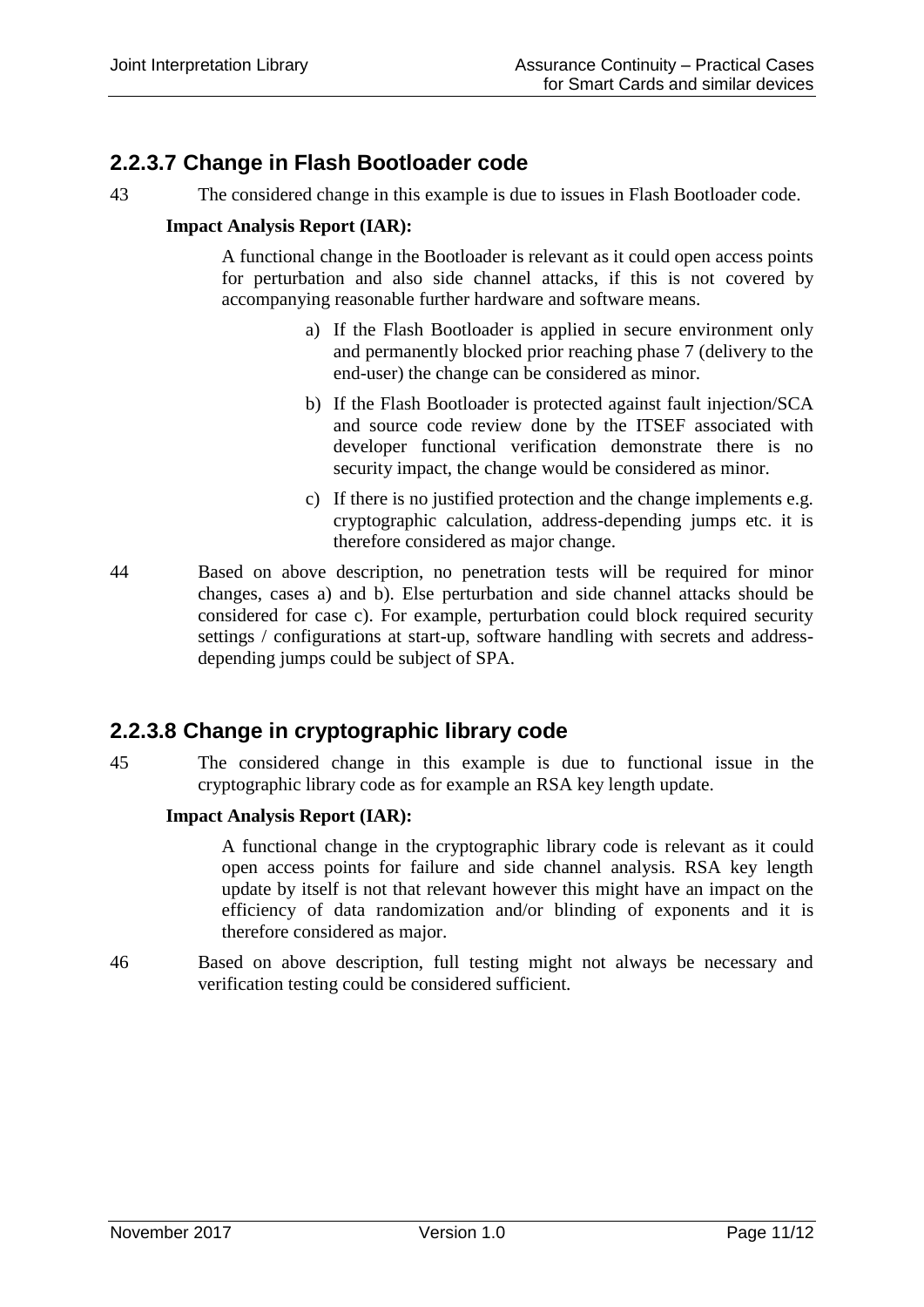### 2.2.3.7 Change in Flash Bootloader code

43 The considered change in this example is due to issues in Flash Bootloader code.

**Impact Analysis Report (IAR):**

A functional change in the Bootloader is relevant as it could open access points for perturbation and also side channel attacks, if this is not covered by accompanying reasonable further hardware and software means.

a) If the Flash Bootloader is applied in secure environment only and permanently blocked prior reaching phase 7 (delivery to the end-user) the change can be considered as minor.

b) If the Flash Bootloader is protected against fault injection/SCA and source code review done by the ITSEF associated with developer functional verification demonstrate there is no security impact, the change would be considered as minor.

c) If there is no justified protection and the change implements e.g. cryptographic calculation, address-depending jumps etc. it is therefore considered as major change.

44 Based on above description, no penetration tests will be required for minor changes, cases a) and b). Else perturbation and side channel attacks should be considered for case c). For example, perturbation could block required security settings / configurations at start-up, software handling with secrets and address-depending jumps could be subject of SPA.

### 2.2.3.8 Change in cryptographic library code

45 The considered change in this example is due to functional issue in the cryptographic library code as for example an RSA key length update.

**Impact Analysis Report (IAR):**

A functional change in the cryptographic library code is relevant as it could open access points for failure and side channel analysis. RSA key length update by itself is not that relevant however this might have an impact on the efficiency of data randomization and/or blinding of exponents and it is therefore considered as major.

46 Based on above description, full testing might not always be necessary and verification testing could be considered sufficient.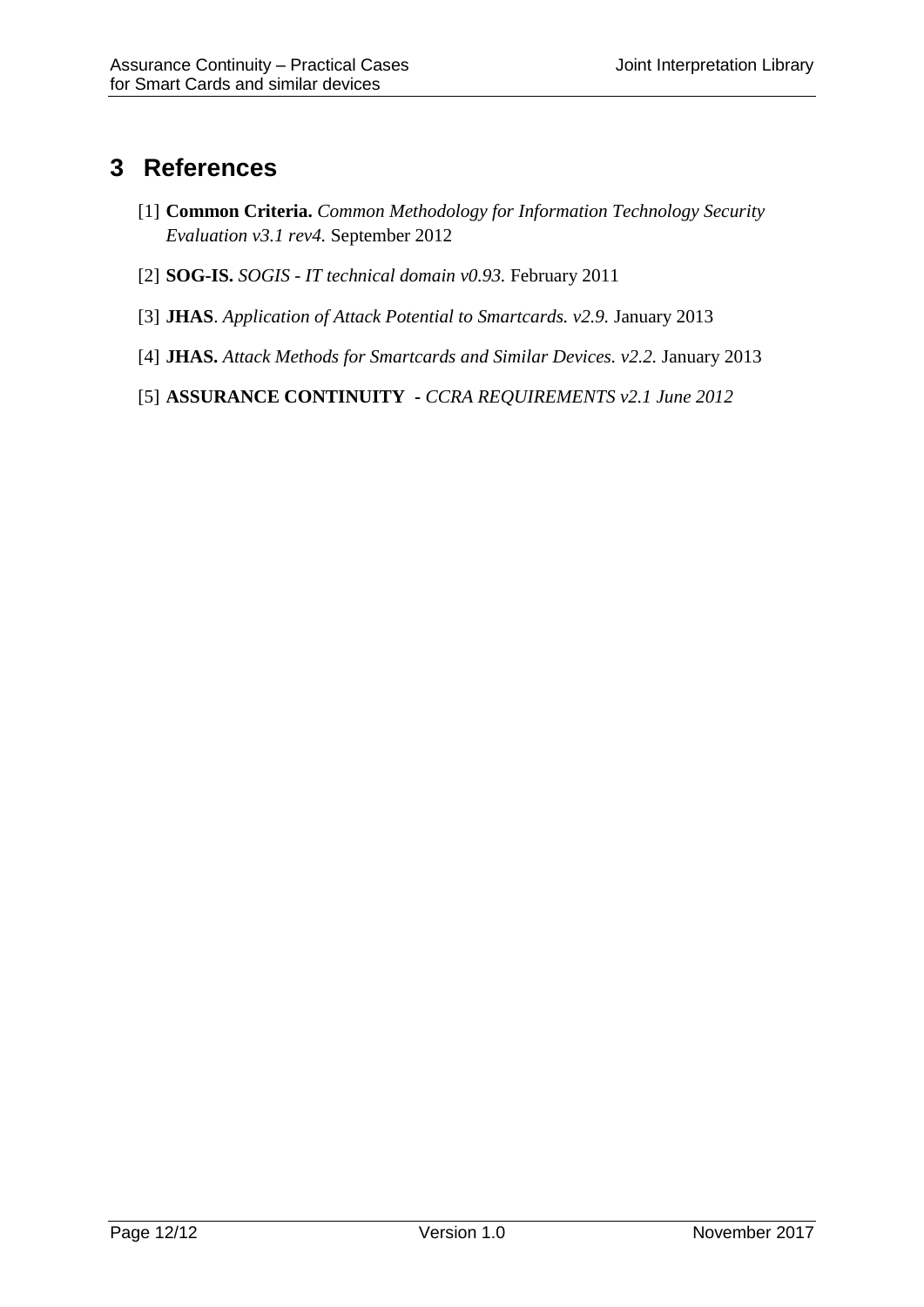# 3 References

[1] **Common Criteria.** *Common Methodology for Information Technology Security Evaluation v3.1 rev4.* September 2012

[2] **SOG-IS.** *SOGIS - IT technical domain v0.93.* February 2011

[3] **JHAS**. *Application of Attack Potential to Smartcards. v2.9.* January 2013

[4] **JHAS.** *Attack Methods for Smartcards and Similar Devices. v2.2.* January 2013

[5] **ASSURANCE CONTINUITY -** *CCRA REQUIREMENTS v2.1 June 2012*